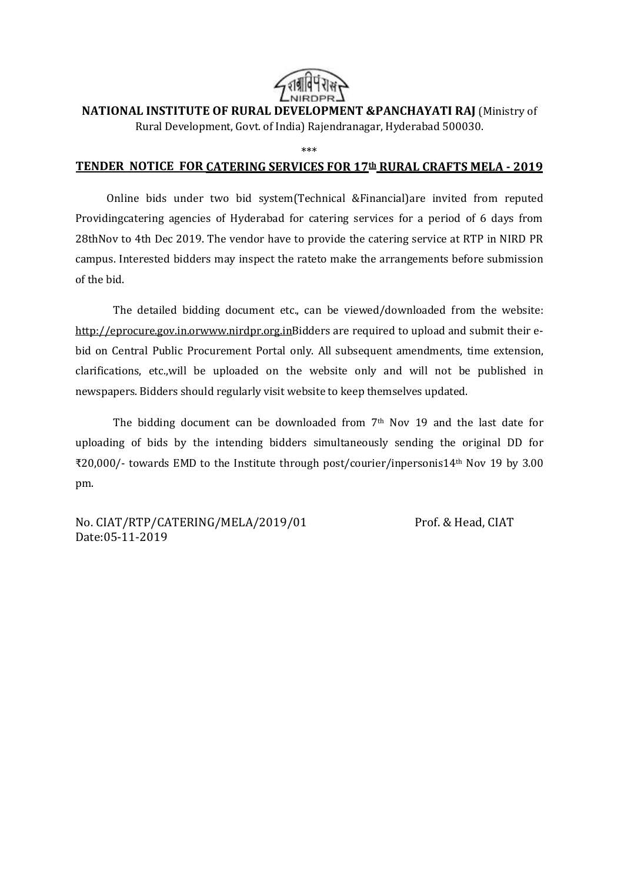**NATIONAL INSTITUTE OF RURAL DEVELOPMENT &PANCHAYATI RAJ** (Ministry of Rural Development, Govt. of India) Rajendranagar, Hyderabad 500030.

***

## TENDER NOTICE FOR CATERING SERVICES FOR 17th RURAL CRAFTS MELA - 2019

Online bids under two bid system(Technical &Financial)are invited from reputed Providingcatering agencies of Hyderabad for catering services for a period of 6 days from 28thNov to 4th Dec 2019. The vendor have to provide the catering service at RTP in NIRD PR campus. Interested bidders may inspect the rateto make the arrangements before submission of the bid.

The detailed bidding document etc., can be viewed/downloaded from the website: http://eprocure.gov.in.orwww.nirdpr.org.inBidders are required to upload and submit their e-bid on Central Public Procurement Portal only. All subsequent amendments, time extension, clarifications, etc.,will be uploaded on the website only and will not be published in newspapers. Bidders should regularly visit website to keep themselves updated.

The bidding document can be downloaded from 7th Nov 19 and the last date for uploading of bids by the intending bidders simultaneously sending the original DD for ₹20,000/- towards EMD to the Institute through post/courier/inpersonis14th Nov 19 by 3.00 pm.

No. CIAT/RTP/CATERING/MELA/2019/01 Prof. & Head, CIAT
Date:05-11-2019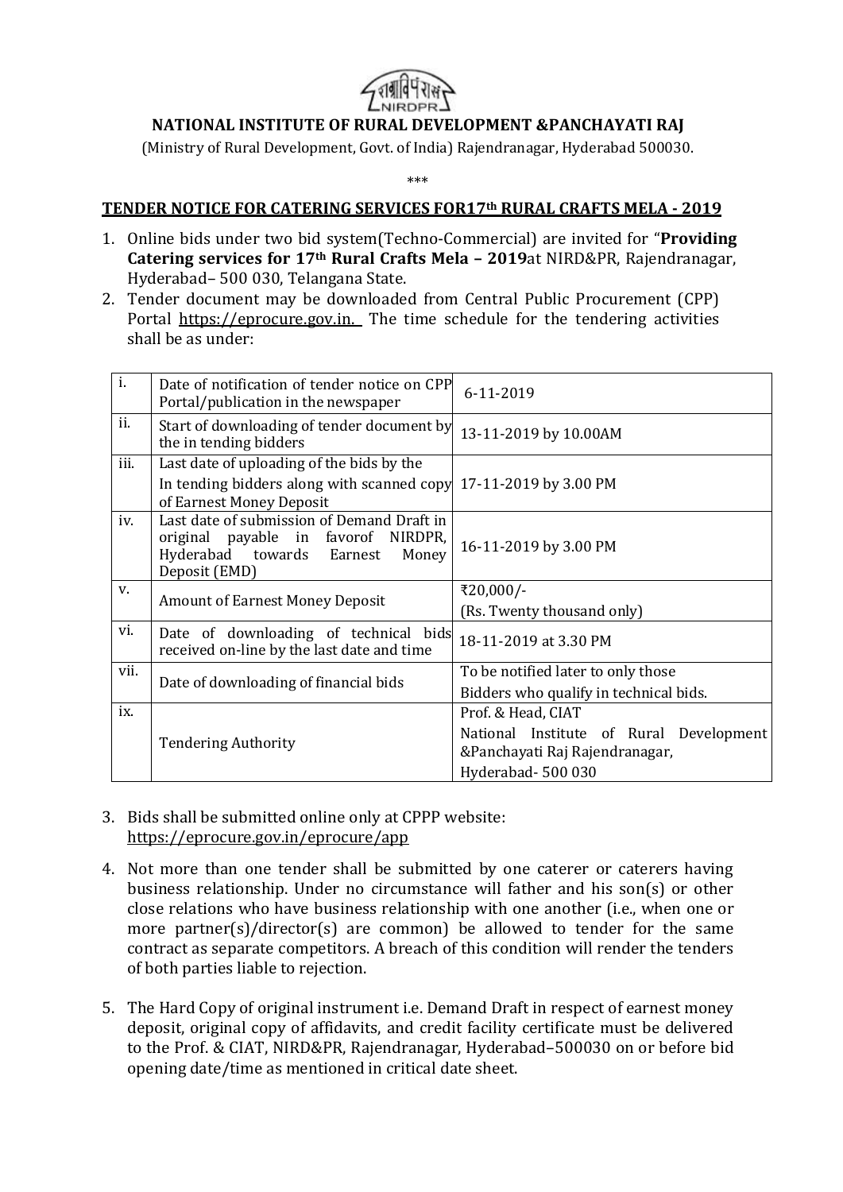**NATIONAL INSTITUTE OF RURAL DEVELOPMENT &PANCHAYATI RAJ**

(Ministry of Rural Development, Govt. of India) Rajendranagar, Hyderabad 500030.

\*\*\*

## TENDER NOTICE FOR CATERING SERVICES FOR17th RURAL CRAFTS MELA - 2019

1. Online bids under two bid system(Techno-Commercial) are invited for "**Providing Catering services for 17th Rural Crafts Mela – 2019**at NIRD&PR, Rajendranagar, Hyderabad– 500 030, Telangana State.
2. Tender document may be downloaded from Central Public Procurement (CPP) Portal https://eprocure.gov.in. The time schedule for the tendering activities shall be as under:

| | | |
|---|---|---|
| i. | Date of notification of tender notice on CPP Portal/publication in the newspaper | 6-11-2019 |
| ii. | Start of downloading of tender document by the in tending bidders | 13-11-2019 by 10.00AM |
| iii. | Last date of uploading of the bids by the In tending bidders along with scanned copy of Earnest Money Deposit | 17-11-2019 by 3.00 PM |
| iv. | Last date of submission of Demand Draft in original payable in favorof NIRDPR, Hyderabad towards Earnest Money Deposit (EMD) | 16-11-2019 by 3.00 PM |
| v. | Amount of Earnest Money Deposit | ₹20,000/-<br>(Rs. Twenty thousand only) |
| vi. | Date of downloading of technical bids received on-line by the last date and time | 18-11-2019 at 3.30 PM |
| vii. | Date of downloading of financial bids | To be notified later to only those Bidders who qualify in technical bids. |
| ix. | Tendering Authority | Prof. & Head, CIAT<br>National Institute of Rural Development &Panchayati Raj Rajendranagar,<br>Hyderabad- 500 030 |

3. Bids shall be submitted online only at CPPP website: https://eprocure.gov.in/eprocure/app
4. Not more than one tender shall be submitted by one caterer or caterers having business relationship. Under no circumstance will father and his son(s) or other close relations who have business relationship with one another (i.e., when one or more partner(s)/director(s) are common) be allowed to tender for the same contract as separate competitors. A breach of this condition will render the tenders of both parties liable to rejection.
5. The Hard Copy of original instrument i.e. Demand Draft in respect of earnest money deposit, original copy of affidavits, and credit facility certificate must be delivered to the Prof. & CIAT, NIRD&PR, Rajendranagar, Hyderabad–500030 on or before bid opening date/time as mentioned in critical date sheet.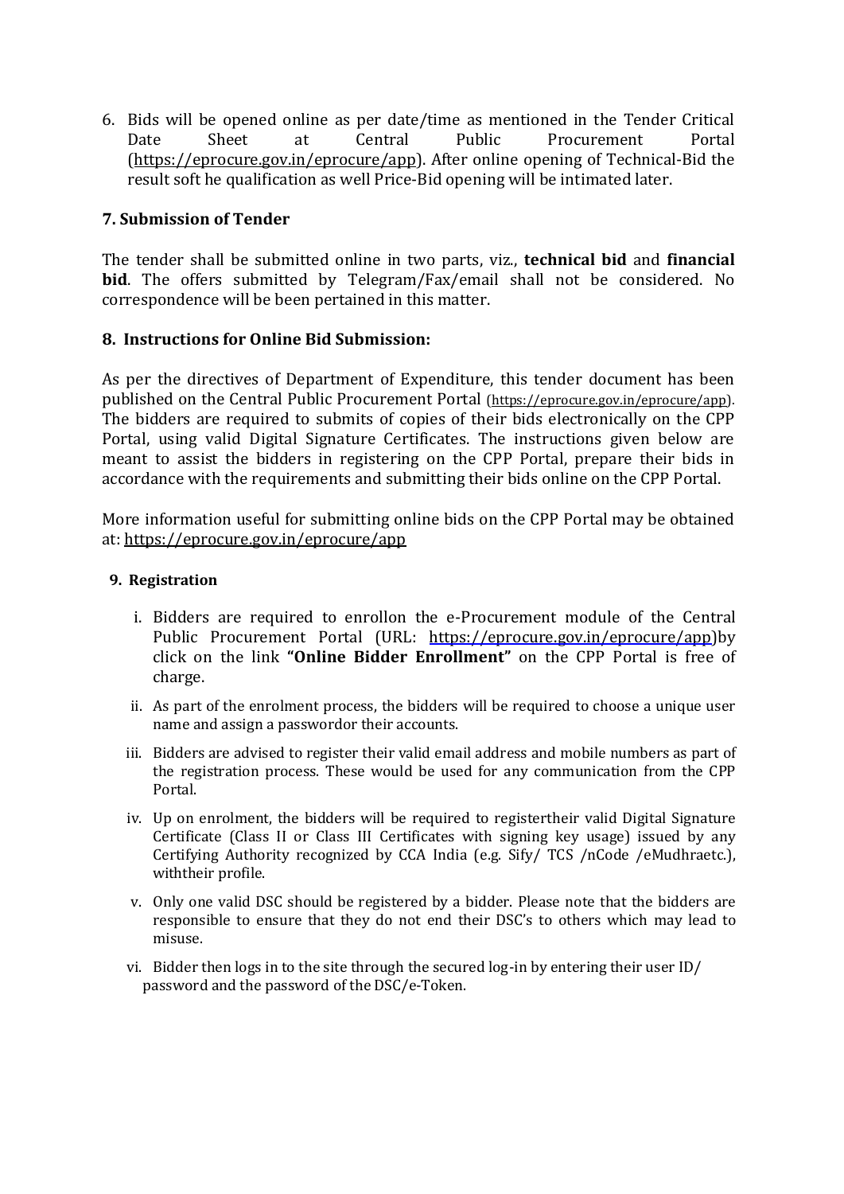6. Bids will be opened online as per date/time as mentioned in the Tender Critical Date Sheet at Central Public Procurement Portal (https://eprocure.gov.in/eprocure/app). After online opening of Technical-Bid the result soft he qualification as well Price-Bid opening will be intimated later.

**7. Submission of Tender**

The tender shall be submitted online in two parts, viz., **technical bid** and **financial bid**. The offers submitted by Telegram/Fax/email shall not be considered. No correspondence will be been pertained in this matter.

**8. Instructions for Online Bid Submission:**

As per the directives of Department of Expenditure, this tender document has been published on the Central Public Procurement Portal (https://eprocure.gov.in/eprocure/app). The bidders are required to submits of copies of their bids electronically on the CPP Portal, using valid Digital Signature Certificates. The instructions given below are meant to assist the bidders in registering on the CPP Portal, prepare their bids in accordance with the requirements and submitting their bids online on the CPP Portal.

More information useful for submitting online bids on the CPP Portal may be obtained at: https://eprocure.gov.in/eprocure/app

**9. Registration**

i. Bidders are required to enrollon the e-Procurement module of the Central Public Procurement Portal (URL: https://eprocure.gov.in/eprocure/app)by click on the link **"Online Bidder Enrollment"** on the CPP Portal is free of charge.

ii. As part of the enrolment process, the bidders will be required to choose a unique user name and assign a passwordor their accounts.

iii. Bidders are advised to register their valid email address and mobile numbers as part of the registration process. These would be used for any communication from the CPP Portal.

iv. Up on enrolment, the bidders will be required to registertheir valid Digital Signature Certificate (Class II or Class III Certificates with signing key usage) issued by any Certifying Authority recognized by CCA India (e.g. Sify/ TCS /nCode /eMudhraetc.), withtheir profile.

v. Only one valid DSC should be registered by a bidder. Please note that the bidders are responsible to ensure that they do not end their DSC's to others which may lead to misuse.

vi. Bidder then logs in to the site through the secured log-in by entering their user ID/ password and the password of the DSC/e-Token.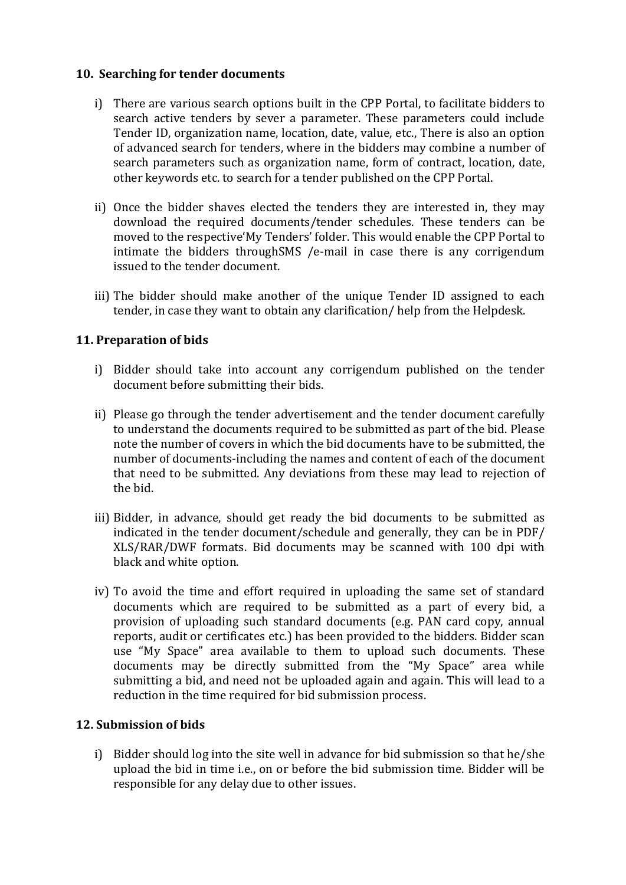## 10. Searching for tender documents

i) There are various search options built in the CPP Portal, to facilitate bidders to search active tenders by sever a parameter. These parameters could include Tender ID, organization name, location, date, value, etc., There is also an option of advanced search for tenders, where in the bidders may combine a number of search parameters such as organization name, form of contract, location, date, other keywords etc. to search for a tender published on the CPP Portal.

ii) Once the bidder shaves elected the tenders they are interested in, they may download the required documents/tender schedules. These tenders can be moved to the respective'My Tenders' folder. This would enable the CPP Portal to intimate the bidders throughSMS /e-mail in case there is any corrigendum issued to the tender document.

iii) The bidder should make another of the unique Tender ID assigned to each tender, in case they want to obtain any clarification/ help from the Helpdesk.

## 11. Preparation of bids

i) Bidder should take into account any corrigendum published on the tender document before submitting their bids.

ii) Please go through the tender advertisement and the tender document carefully to understand the documents required to be submitted as part of the bid. Please note the number of covers in which the bid documents have to be submitted, the number of documents-including the names and content of each of the document that need to be submitted. Any deviations from these may lead to rejection of the bid.

iii) Bidder, in advance, should get ready the bid documents to be submitted as indicated in the tender document/schedule and generally, they can be in PDF/ XLS/RAR/DWF formats. Bid documents may be scanned with 100 dpi with black and white option.

iv) To avoid the time and effort required in uploading the same set of standard documents which are required to be submitted as a part of every bid, a provision of uploading such standard documents (e.g. PAN card copy, annual reports, audit or certificates etc.) has been provided to the bidders. Bidder scan use "My Space" area available to them to upload such documents. These documents may be directly submitted from the "My Space" area while submitting a bid, and need not be uploaded again and again. This will lead to a reduction in the time required for bid submission process.

## 12. Submission of bids

i) Bidder should log into the site well in advance for bid submission so that he/she upload the bid in time i.e., on or before the bid submission time. Bidder will be responsible for any delay due to other issues.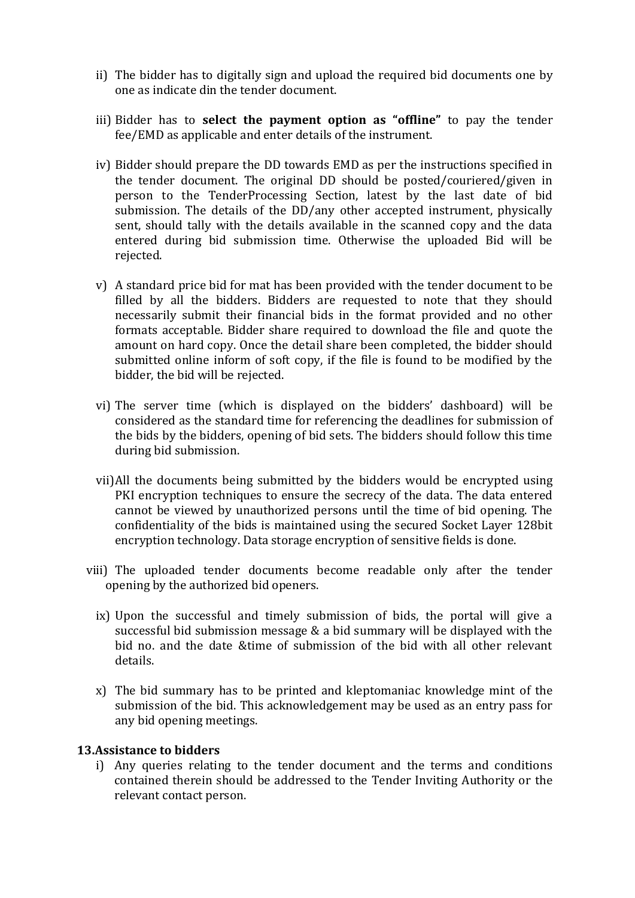ii) The bidder has to digitally sign and upload the required bid documents one by one as indicate din the tender document.

iii) Bidder has to **select the payment option as "offline"** to pay the tender fee/EMD as applicable and enter details of the instrument.

iv) Bidder should prepare the DD towards EMD as per the instructions specified in the tender document. The original DD should be posted/couriered/given in person to the TenderProcessing Section, latest by the last date of bid submission. The details of the DD/any other accepted instrument, physically sent, should tally with the details available in the scanned copy and the data entered during bid submission time. Otherwise the uploaded Bid will be rejected.

v) A standard price bid for mat has been provided with the tender document to be filled by all the bidders. Bidders are requested to note that they should necessarily submit their financial bids in the format provided and no other formats acceptable. Bidder share required to download the file and quote the amount on hard copy. Once the detail share been completed, the bidder should submitted online inform of soft copy, if the file is found to be modified by the bidder, the bid will be rejected.

vi) The server time (which is displayed on the bidders' dashboard) will be considered as the standard time for referencing the deadlines for submission of the bids by the bidders, opening of bid sets. The bidders should follow this time during bid submission.

vii) All the documents being submitted by the bidders would be encrypted using PKI encryption techniques to ensure the secrecy of the data. The data entered cannot be viewed by unauthorized persons until the time of bid opening. The confidentiality of the bids is maintained using the secured Socket Layer 128bit encryption technology. Data storage encryption of sensitive fields is done.

viii) The uploaded tender documents become readable only after the tender opening by the authorized bid openers.

ix) Upon the successful and timely submission of bids, the portal will give a successful bid submission message & a bid summary will be displayed with the bid no. and the date &time of submission of the bid with all other relevant details.

x) The bid summary has to be printed and kleptomaniac knowledge mint of the submission of the bid. This acknowledgement may be used as an entry pass for any bid opening meetings.

**13.Assistance to bidders**

i) Any queries relating to the tender document and the terms and conditions contained therein should be addressed to the Tender Inviting Authority or the relevant contact person.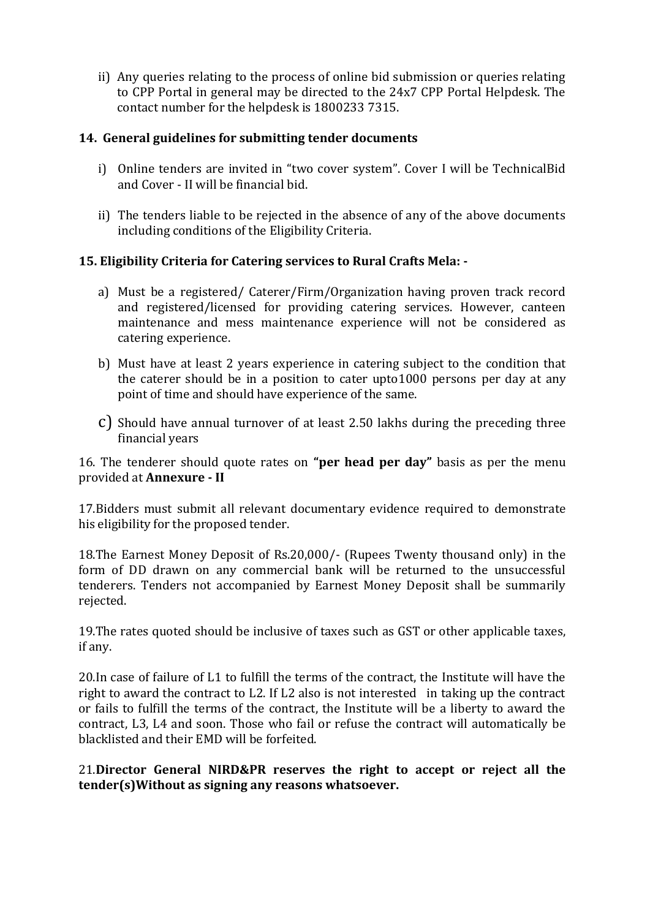ii) Any queries relating to the process of online bid submission or queries relating to CPP Portal in general may be directed to the 24x7 CPP Portal Helpdesk. The contact number for the helpdesk is 1800233 7315.

**14. General guidelines for submitting tender documents**

i) Online tenders are invited in "two cover system". Cover I will be TechnicalBid and Cover - II will be financial bid.

ii) The tenders liable to be rejected in the absence of any of the above documents including conditions of the Eligibility Criteria.

**15. Eligibility Criteria for Catering services to Rural Crafts Mela: -**

a) Must be a registered/ Caterer/Firm/Organization having proven track record and registered/licensed for providing catering services. However, canteen maintenance and mess maintenance experience will not be considered as catering experience.

b) Must have at least 2 years experience in catering subject to the condition that the caterer should be in a position to cater upto1000 persons per day at any point of time and should have experience of the same.

c) Should have annual turnover of at least 2.50 lakhs during the preceding three financial years

16. The tenderer should quote rates on **"per head per day"** basis as per the menu provided at **Annexure - II**

17.Bidders must submit all relevant documentary evidence required to demonstrate his eligibility for the proposed tender.

18.The Earnest Money Deposit of Rs.20,000/- (Rupees Twenty thousand only) in the form of DD drawn on any commercial bank will be returned to the unsuccessful tenderers. Tenders not accompanied by Earnest Money Deposit shall be summarily rejected.

19.The rates quoted should be inclusive of taxes such as GST or other applicable taxes, if any.

20.In case of failure of L1 to fulfill the terms of the contract, the Institute will have the right to award the contract to L2. If L2 also is not interested in taking up the contract or fails to fulfill the terms of the contract, the Institute will be a liberty to award the contract, L3, L4 and soon. Those who fail or refuse the contract will automatically be blacklisted and their EMD will be forfeited.

21.**Director General NIRD&PR reserves the right to accept or reject all the tender(s)Without as signing any reasons whatsoever.**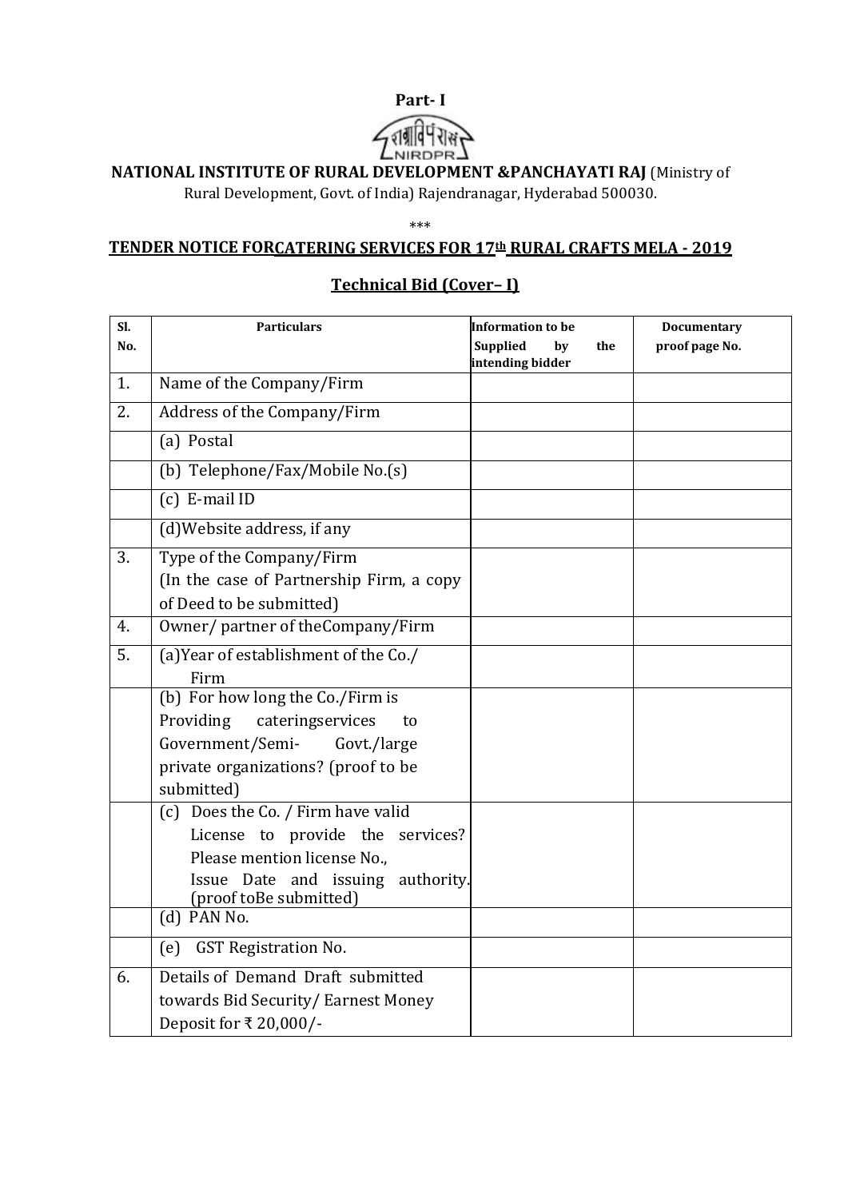**Part- I**

**NATIONAL INSTITUTE OF RURAL DEVELOPMENT &PANCHAYATI RAJ** (Ministry of Rural Development, Govt. of India) Rajendranagar, Hyderabad 500030.

\*\*\*

## TENDER NOTICE FORCATERING SERVICES FOR 17th RURAL CRAFTS MELA - 2019

## Technical Bid (Cover– I)

| Sl. No. | Particulars | Information to be Supplied by the intending bidder | Documentary proof page No. |
|---|---|---|---|
| 1. | Name of the Company/Firm | | |
| 2. | Address of the Company/Firm | | |
| | (a) Postal | | |
| | (b) Telephone/Fax/Mobile No.(s) | | |
| | (c) E-mail ID | | |
| | (d)Website address, if any | | |
| 3. | Type of the Company/Firm (In the case of Partnership Firm, a copy of Deed to be submitted) | | |
| 4. | Owner/ partner of theCompany/Firm | | |
| 5. | (a)Year of establishment of the Co./ Firm | | |
| | (b) For how long the Co./Firm is Providing cateringservices to Government/Semi- Govt./large private organizations? (proof to be submitted) | | |
| | (c) Does the Co. / Firm have valid License to provide the services? Please mention license No., Issue Date and issuing authority. (proof toBe submitted) | | |
| | (d) PAN No. | | |
| | (e) GST Registration No. | | |
| 6. | Details of Demand Draft submitted towards Bid Security/ Earnest Money Deposit for ₹ 20,000/- | | |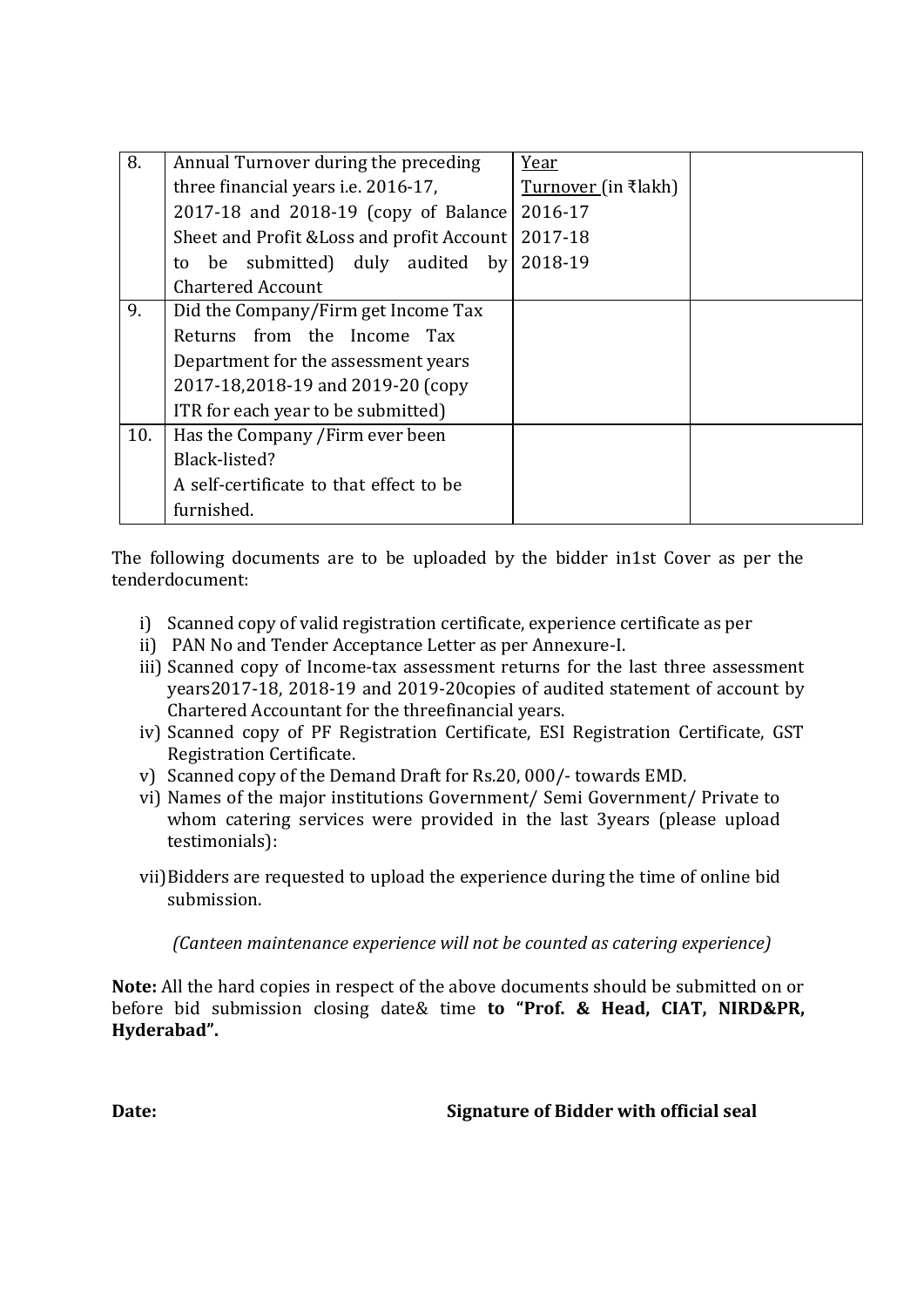| 8. | Annual Turnover during the preceding three financial years i.e. 2016-17, 2017-18 and 2018-19 (copy of Balance Sheet and Profit &Loss and profit Account to be submitted) duly audited by Chartered Account | Year<br>Turnover (in ₹lakh)<br>2016-17<br>2017-18<br>2018-19 | |
|---|---|---|---|
| 9. | Did the Company/Firm get Income Tax Returns from the Income Tax Department for the assessment years 2017-18,2018-19 and 2019-20 (copy ITR for each year to be submitted) | | |
| 10. | Has the Company /Firm ever been Black-listed?<br>A self-certificate to that effect to be furnished. | | |

The following documents are to be uploaded by the bidder in1st Cover as per the tenderdocument:

i) Scanned copy of valid registration certificate, experience certificate as per
ii) PAN No and Tender Acceptance Letter as per Annexure-I.
iii) Scanned copy of Income-tax assessment returns for the last three assessment years2017-18, 2018-19 and 2019-20copies of audited statement of account by Chartered Accountant for the threefinancial years.
iv) Scanned copy of PF Registration Certificate, ESI Registration Certificate, GST Registration Certificate.
v) Scanned copy of the Demand Draft for Rs.20, 000/- towards EMD.
vi) Names of the major institutions Government/ Semi Government/ Private to whom catering services were provided in the last 3years (please upload testimonials):
vii) Bidders are requested to upload the experience during the time of online bid submission.

*(Canteen maintenance experience will not be counted as catering experience)*

**Note:** All the hard copies in respect of the above documents should be submitted on or before bid submission closing date& time **to "Prof. & Head, CIAT, NIRD&PR, Hyderabad".**

**Date:** **Signature of Bidder with official seal**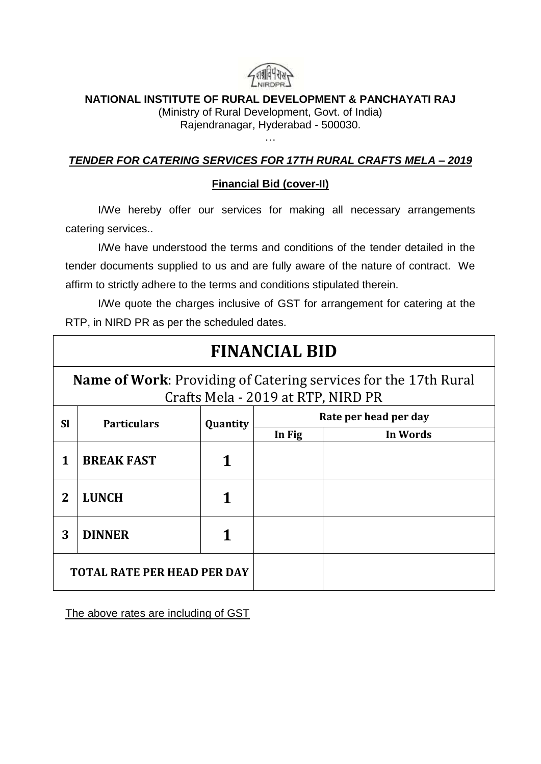**NATIONAL INSTITUTE OF RURAL DEVELOPMENT & PANCHAYATI RAJ**

(Ministry of Rural Development, Govt. of India)
Rajendranagar, Hyderabad - 500030.

…

***TENDER FOR CATERING SERVICES FOR 17TH RURAL CRAFTS MELA – 2019***

**Financial Bid (cover-II)**

I/We hereby offer our services for making all necessary arrangements catering services..

I/We have understood the terms and conditions of the tender detailed in the tender documents supplied to us and are fully aware of the nature of contract. We affirm to strictly adhere to the terms and conditions stipulated therein.

I/We quote the charges inclusive of GST for arrangement for catering at the RTP, in NIRD PR as per the scheduled dates.

# FINANCIAL BID

**Name of Work**: Providing of Catering services for the 17th Rural Crafts Mela - 2019 at RTP, NIRD PR

| Sl | Particulars | Quantity | Rate per head per day | |
|---|---|---|---|---|
| | | | In Fig | In Words |
| 1 | BREAK FAST | 1 | | |
| 2 | LUNCH | 1 | | |
| 3 | DINNER | 1 | | |
| TOTAL RATE PER HEAD PER DAY | | | | |

The above rates are including of GST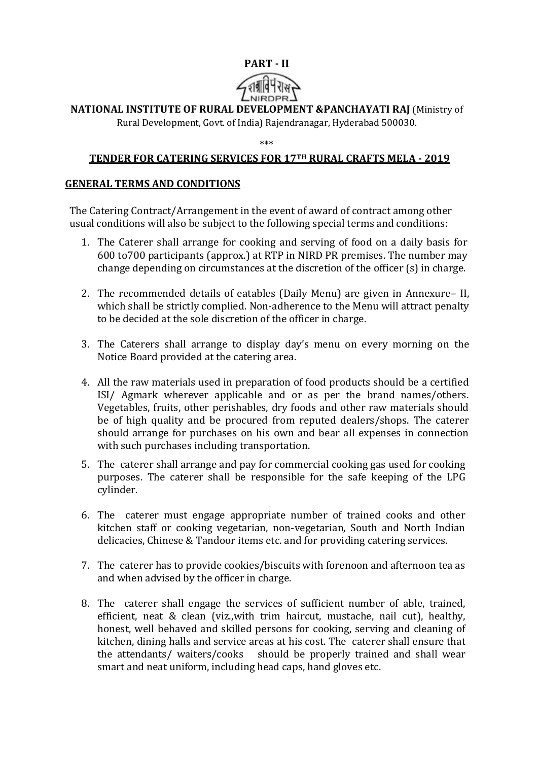**PART - II**

**NATIONAL INSTITUTE OF RURAL DEVELOPMENT &PANCHAYATI RAJ** (Ministry of Rural Development, Govt. of India) Rajendranagar, Hyderabad 500030.

\*\*\*

## TENDER FOR CATERING SERVICES FOR 17TH RURAL CRAFTS MELA - 2019

### GENERAL TERMS AND CONDITIONS

The Catering Contract/Arrangement in the event of award of contract among other usual conditions will also be subject to the following special terms and conditions:

1. The Caterer shall arrange for cooking and serving of food on a daily basis for 600 to700 participants (approx.) at RTP in NIRD PR premises. The number may change depending on circumstances at the discretion of the officer (s) in charge.
2. The recommended details of eatables (Daily Menu) are given in Annexure– II, which shall be strictly complied. Non-adherence to the Menu will attract penalty to be decided at the sole discretion of the officer in charge.
3. The Caterers shall arrange to display day's menu on every morning on the Notice Board provided at the catering area.
4. All the raw materials used in preparation of food products should be a certified ISI/ Agmark wherever applicable and or as per the brand names/others. Vegetables, fruits, other perishables, dry foods and other raw materials should be of high quality and be procured from reputed dealers/shops. The caterer should arrange for purchases on his own and bear all expenses in connection with such purchases including transportation.
5. The caterer shall arrange and pay for commercial cooking gas used for cooking purposes. The caterer shall be responsible for the safe keeping of the LPG cylinder.
6. The caterer must engage appropriate number of trained cooks and other kitchen staff or cooking vegetarian, non-vegetarian, South and North Indian delicacies, Chinese & Tandoor items etc. and for providing catering services.
7. The caterer has to provide cookies/biscuits with forenoon and afternoon tea as and when advised by the officer in charge.
8. The caterer shall engage the services of sufficient number of able, trained, efficient, neat & clean (viz.,with trim haircut, mustache, nail cut), healthy, honest, well behaved and skilled persons for cooking, serving and cleaning of kitchen, dining halls and service areas at his cost. The caterer shall ensure that the attendants/ waiters/cooks should be properly trained and shall wear smart and neat uniform, including head caps, hand gloves etc.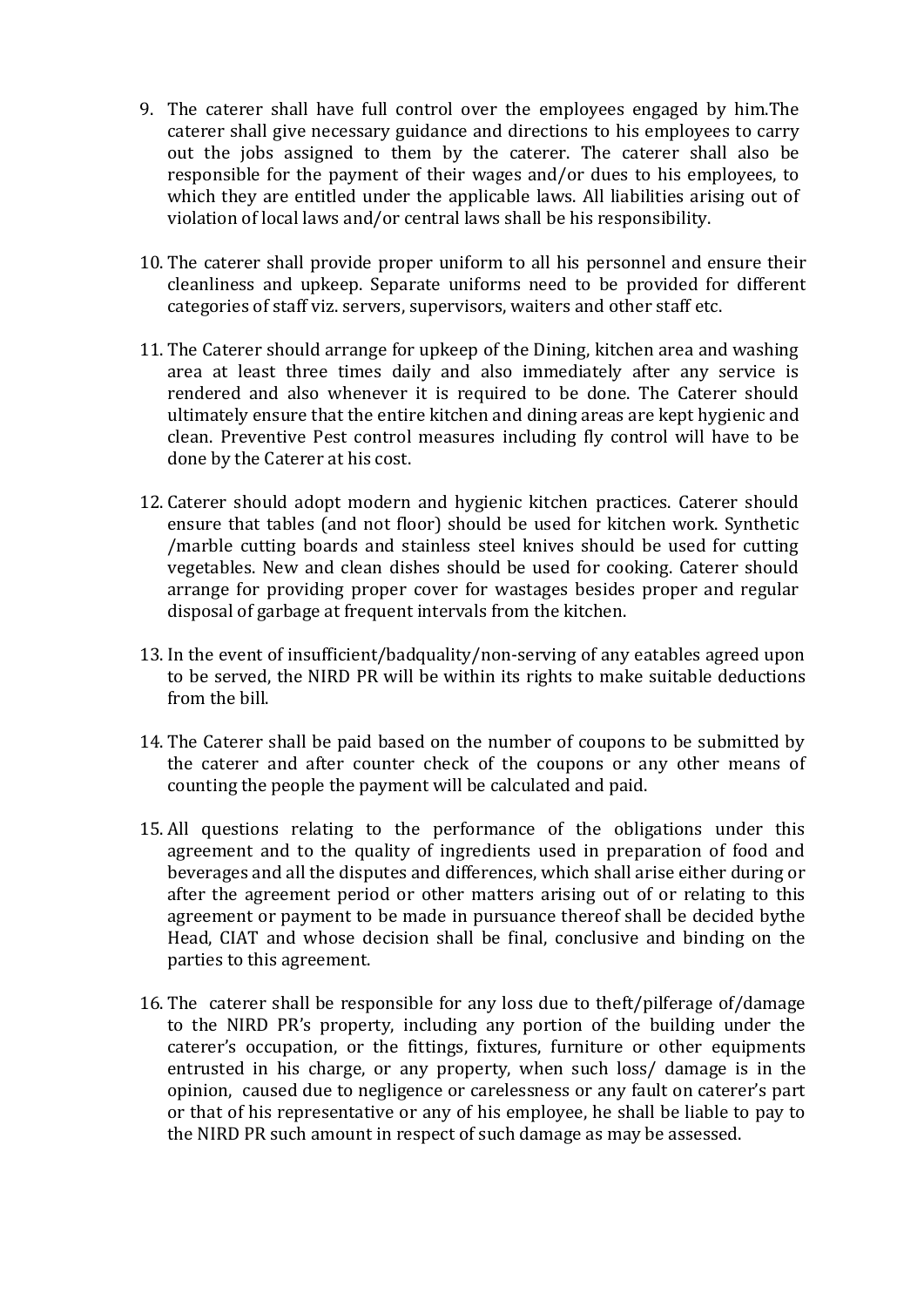9. The caterer shall have full control over the employees engaged by him.The caterer shall give necessary guidance and directions to his employees to carry out the jobs assigned to them by the caterer. The caterer shall also be responsible for the payment of their wages and/or dues to his employees, to which they are entitled under the applicable laws. All liabilities arising out of violation of local laws and/or central laws shall be his responsibility.

10. The caterer shall provide proper uniform to all his personnel and ensure their cleanliness and upkeep. Separate uniforms need to be provided for different categories of staff viz. servers, supervisors, waiters and other staff etc.

11. The Caterer should arrange for upkeep of the Dining, kitchen area and washing area at least three times daily and also immediately after any service is rendered and also whenever it is required to be done. The Caterer should ultimately ensure that the entire kitchen and dining areas are kept hygienic and clean. Preventive Pest control measures including fly control will have to be done by the Caterer at his cost.

12. Caterer should adopt modern and hygienic kitchen practices. Caterer should ensure that tables (and not floor) should be used for kitchen work. Synthetic /marble cutting boards and stainless steel knives should be used for cutting vegetables. New and clean dishes should be used for cooking. Caterer should arrange for providing proper cover for wastages besides proper and regular disposal of garbage at frequent intervals from the kitchen.

13. In the event of insufficient/badquality/non-serving of any eatables agreed upon to be served, the NIRD PR will be within its rights to make suitable deductions from the bill.

14. The Caterer shall be paid based on the number of coupons to be submitted by the caterer and after counter check of the coupons or any other means of counting the people the payment will be calculated and paid.

15. All questions relating to the performance of the obligations under this agreement and to the quality of ingredients used in preparation of food and beverages and all the disputes and differences, which shall arise either during or after the agreement period or other matters arising out of or relating to this agreement or payment to be made in pursuance thereof shall be decided bythe Head, CIAT and whose decision shall be final, conclusive and binding on the parties to this agreement.

16. The caterer shall be responsible for any loss due to theft/pilferage of/damage to the NIRD PR's property, including any portion of the building under the caterer's occupation, or the fittings, fixtures, furniture or other equipments entrusted in his charge, or any property, when such loss/ damage is in the opinion, caused due to negligence or carelessness or any fault on caterer's part or that of his representative or any of his employee, he shall be liable to pay to the NIRD PR such amount in respect of such damage as may be assessed.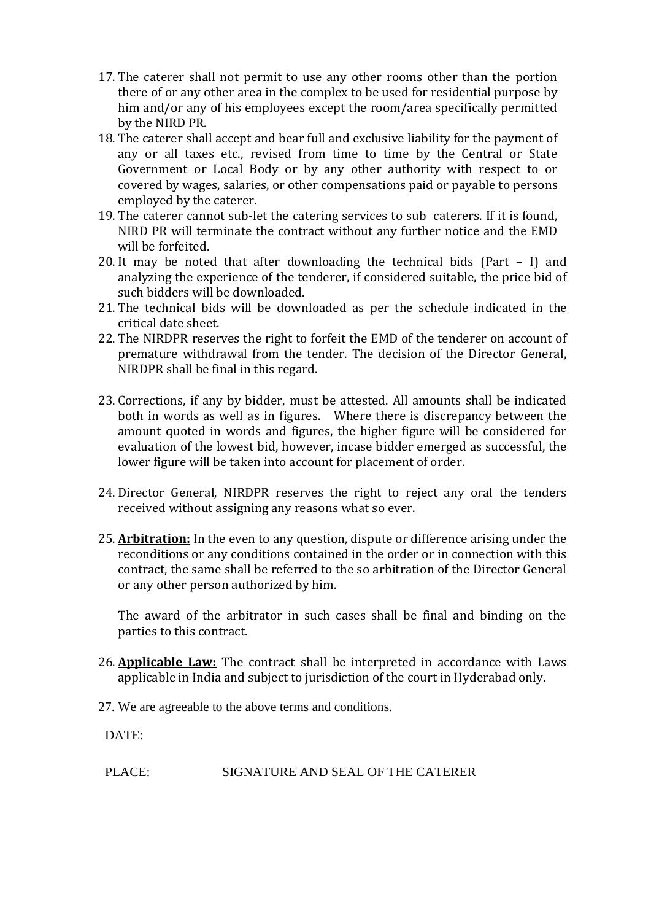17. The caterer shall not permit to use any other rooms other than the portion there of or any other area in the complex to be used for residential purpose by him and/or any of his employees except the room/area specifically permitted by the NIRD PR.
18. The caterer shall accept and bear full and exclusive liability for the payment of any or all taxes etc., revised from time to time by the Central or State Government or Local Body or by any other authority with respect to or covered by wages, salaries, or other compensations paid or payable to persons employed by the caterer.
19. The caterer cannot sub-let the catering services to sub caterers. If it is found, NIRD PR will terminate the contract without any further notice and the EMD will be forfeited.
20. It may be noted that after downloading the technical bids (Part – I) and analyzing the experience of the tenderer, if considered suitable, the price bid of such bidders will be downloaded.
21. The technical bids will be downloaded as per the schedule indicated in the critical date sheet.
22. The NIRDPR reserves the right to forfeit the EMD of the tenderer on account of premature withdrawal from the tender. The decision of the Director General, NIRDPR shall be final in this regard.

23. Corrections, if any by bidder, must be attested. All amounts shall be indicated both in words as well as in figures. Where there is discrepancy between the amount quoted in words and figures, the higher figure will be considered for evaluation of the lowest bid, however, incase bidder emerged as successful, the lower figure will be taken into account for placement of order.

24. Director General, NIRDPR reserves the right to reject any oral the tenders received without assigning any reasons what so ever.

25. **Arbitration:** In the even to any question, dispute or difference arising under the reconditions or any conditions contained in the order or in connection with this contract, the same shall be referred to the so arbitration of the Director General or any other person authorized by him.

    The award of the arbitrator in such cases shall be final and binding on the parties to this contract.

26. **Applicable Law:** The contract shall be interpreted in accordance with Laws applicable in India and subject to jurisdiction of the court in Hyderabad only.

27. We are agreeable to the above terms and conditions.

DATE:

PLACE: SIGNATURE AND SEAL OF THE CATERER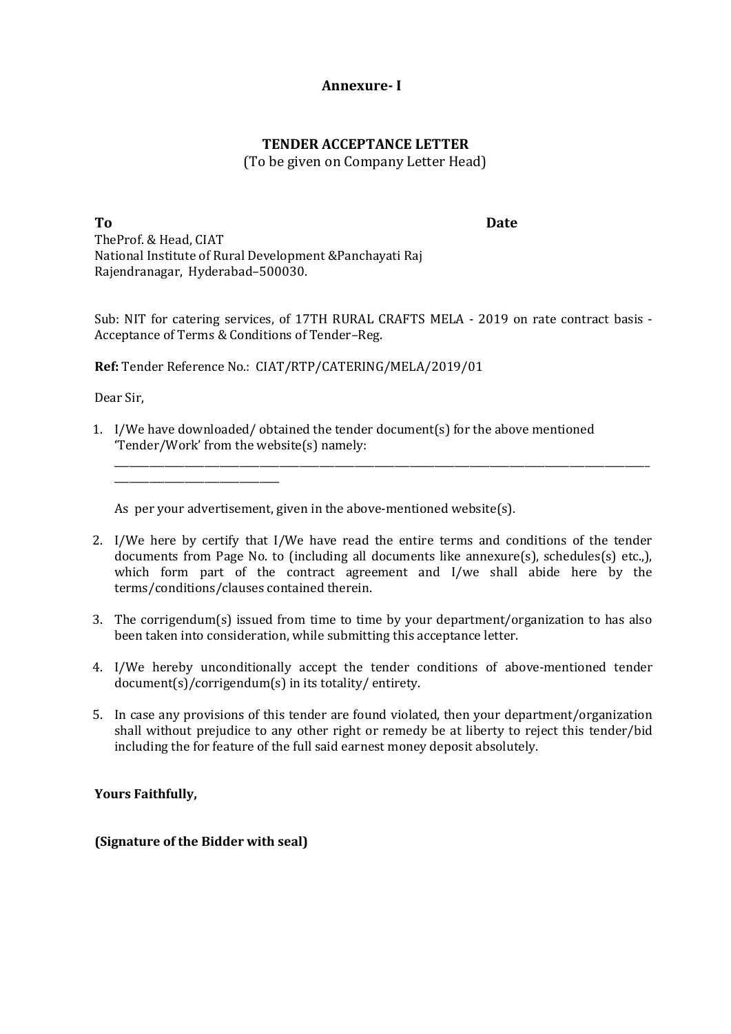## Annexure- I

### TENDER ACCEPTANCE LETTER

(To be given on Company Letter Head)

**To** **Date**

TheProf. & Head, CIAT
National Institute of Rural Development &Panchayati Raj
Rajendranagar, Hyderabad–500030.

Sub: NIT for catering services, of 17TH RURAL CRAFTS MELA - 2019 on rate contract basis - Acceptance of Terms & Conditions of Tender–Reg.

**Ref:** Tender Reference No.: CIAT/RTP/CATERING/MELA/2019/01

Dear Sir,

1. I/We have downloaded/ obtained the tender document(s) for the above mentioned 'Tender/Work' from the website(s) namely:
   ____________________________________________________________________________________________
   ______________________________

   As per your advertisement, given in the above-mentioned website(s).

2. I/We here by certify that I/We have read the entire terms and conditions of the tender documents from Page No. to (including all documents like annexure(s), schedules(s) etc.,), which form part of the contract agreement and I/we shall abide here by the terms/conditions/clauses contained therein.

3. The corrigendum(s) issued from time to time by your department/organization to has also been taken into consideration, while submitting this acceptance letter.

4. I/We hereby unconditionally accept the tender conditions of above-mentioned tender document(s)/corrigendum(s) in its totality/ entirety.

5. In case any provisions of this tender are found violated, then your department/organization shall without prejudice to any other right or remedy be at liberty to reject this tender/bid including the for feature of the full said earnest money deposit absolutely.

**Yours Faithfully,**

**(Signature of the Bidder with seal)**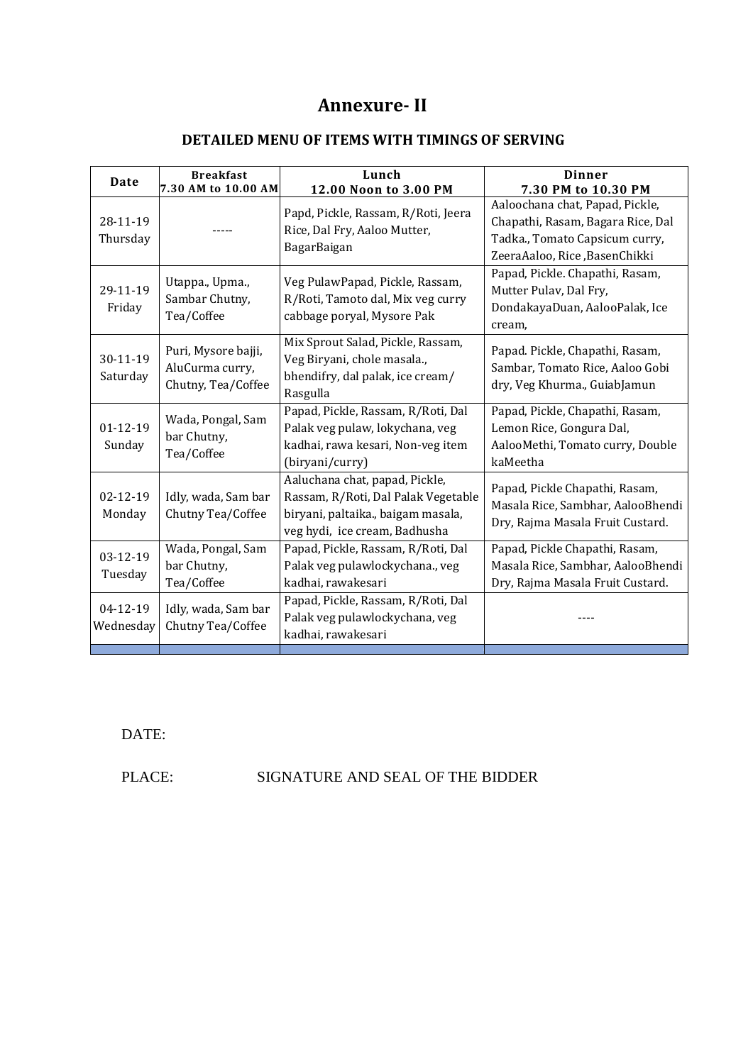# Annexure- II

## DETAILED MENU OF ITEMS WITH TIMINGS OF SERVING

| Date | Breakfast 7.30 AM to 10.00 AM | Lunch 12.00 Noon to 3.00 PM | Dinner 7.30 PM to 10.30 PM |
|---|---|---|---|
| 28-11-19 Thursday | ----- | Papd, Pickle, Rassam, R/Roti, Jeera Rice, Dal Fry, Aaloo Mutter, BagarBaigan | Aaloochana chat, Papad, Pickle, Chapathi, Rasam, Bagara Rice, Dal Tadka., Tomato Capsicum curry, ZeeraAaloo, Rice ,BasenChikki |
| 29-11-19 Friday | Utappa., Upma., Sambar Chutny, Tea/Coffee | Veg PulawPapad, Pickle, Rassam, R/Roti, Tamoto dal, Mix veg curry cabbage poryal, Mysore Pak | Papad, Pickle. Chapathi, Rasam, Mutter Pulav, Dal Fry, DondakayaDuan, AalooPalak, Ice cream, |
| 30-11-19 Saturday | Puri, Mysore bajji, AluCurma curry, Chutny, Tea/Coffee | Mix Sprout Salad, Pickle, Rassam, Veg Biryani, chole masala., bhendifry, dal palak, ice cream/ Rasgulla | Papad. Pickle, Chapathi, Rasam, Sambar, Tomato Rice, Aaloo Gobi dry, Veg Khurma., GuiabJamun |
| 01-12-19 Sunday | Wada, Pongal, Sam bar Chutny, Tea/Coffee | Papad, Pickle, Rassam, R/Roti, Dal Palak veg pulaw, lokychana, veg kadhai, rawa kesari, Non-veg item (biryani/curry) | Papad, Pickle, Chapathi, Rasam, Lemon Rice, Gongura Dal, AalooMethi, Tomato curry, Double kaMeetha |
| 02-12-19 Monday | Idly, wada, Sam bar Chutny Tea/Coffee | Aaluchana chat, papad, Pickle, Rassam, R/Roti, Dal Palak Vegetable biryani, paltaika., baigam masala, veg hydi, ice cream, Badhusha | Papad, Pickle Chapathi, Rasam, Masala Rice, Sambhar, AalooBhendi Dry, Rajma Masala Fruit Custard. |
| 03-12-19 Tuesday | Wada, Pongal, Sam bar Chutny, Tea/Coffee | Papad, Pickle, Rassam, R/Roti, Dal Palak veg pulawlockychana., veg kadhai, rawakesari | Papad, Pickle Chapathi, Rasam, Masala Rice, Sambhar, AalooBhendi Dry, Rajma Masala Fruit Custard. |
| 04-12-19 Wednesday | Idly, wada, Sam bar Chutny Tea/Coffee | Papad, Pickle, Rassam, R/Roti, Dal Palak veg pulawlockychana, veg kadhai, rawakesari | ---- |

DATE:

PLACE: SIGNATURE AND SEAL OF THE BIDDER